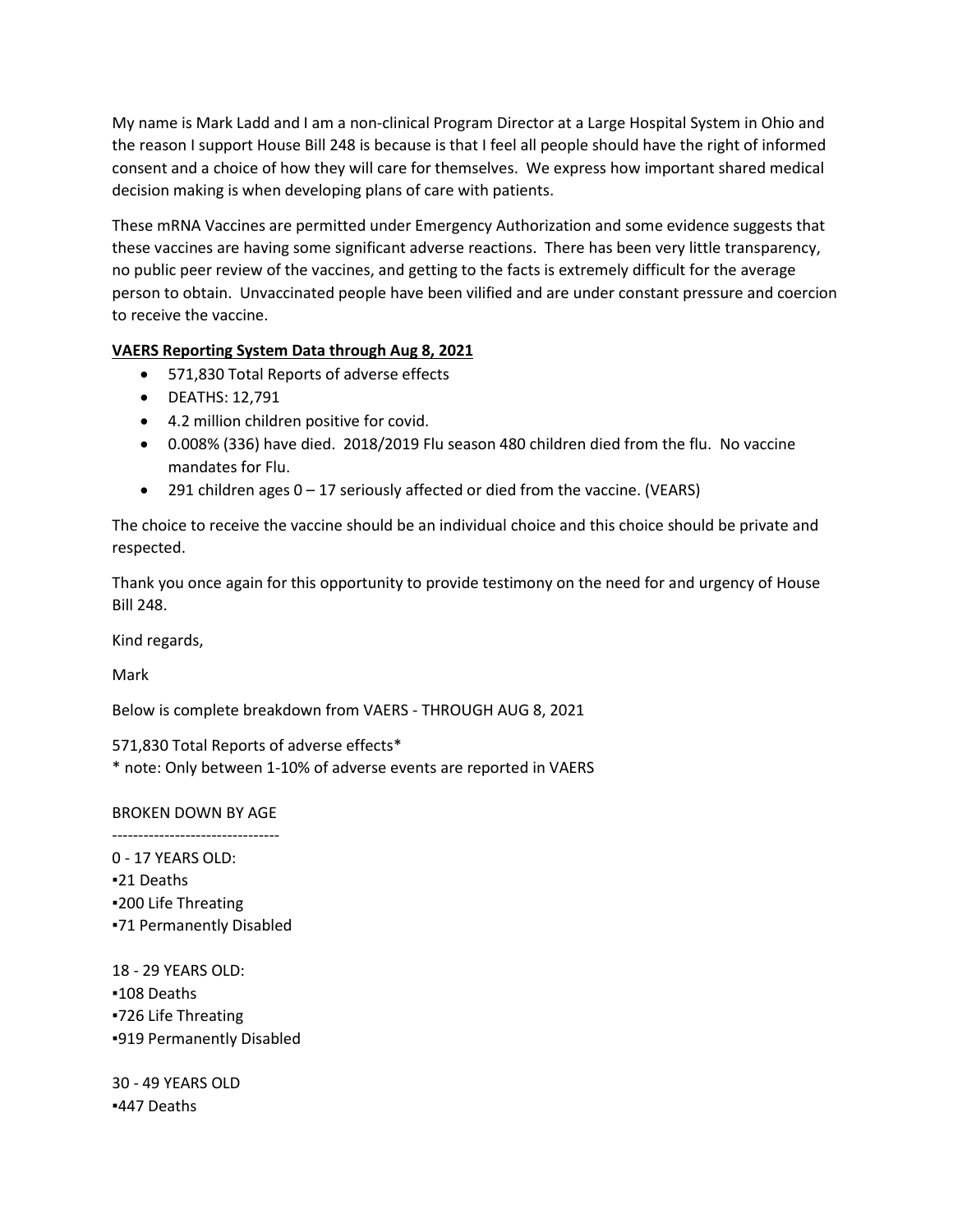My name is Mark Ladd and I am a non-clinical Program Director at a Large Hospital System in Ohio and the reason I support House Bill 248 is because is that I feel all people should have the right of informed consent and a choice of how they will care for themselves. We express how important shared medical decision making is when developing plans of care with patients.

These mRNA Vaccines are permitted under Emergency Authorization and some evidence suggests that these vaccines are having some significant adverse reactions. There has been very little transparency, no public peer review of the vaccines, and getting to the facts is extremely difficult for the average person to obtain. Unvaccinated people have been vilified and are under constant pressure and coercion to receive the vaccine.

**VAERS Reporting System Data through Aug 8, 2021**

- 571,830 Total Reports of adverse effects
- DEATHS: 12,791
- 4.2 million children positive for covid.
- 0.008% (336) have died. 2018/2019 Flu season 480 children died from the flu. No vaccine mandates for Flu.
- 291 children ages 0 – 17 seriously affected or died from the vaccine. (VEARS)

The choice to receive the vaccine should be an individual choice and this choice should be private and respected.

Thank you once again for this opportunity to provide testimony on the need for and urgency of House Bill 248.

Kind regards,

Mark

Below is complete breakdown from VAERS - THROUGH AUG 8, 2021

571,830 Total Reports of adverse effects*
* note: Only between 1-10% of adverse events are reported in VAERS

BROKEN DOWN BY AGE
--------------------------------

0 - 17 YEARS OLD:
▪21 Deaths
▪200 Life Threating
▪71 Permanently Disabled

18 - 29 YEARS OLD:
▪108 Deaths
▪726 Life Threating
▪919 Permanently Disabled

30 - 49 YEARS OLD
▪447 Deaths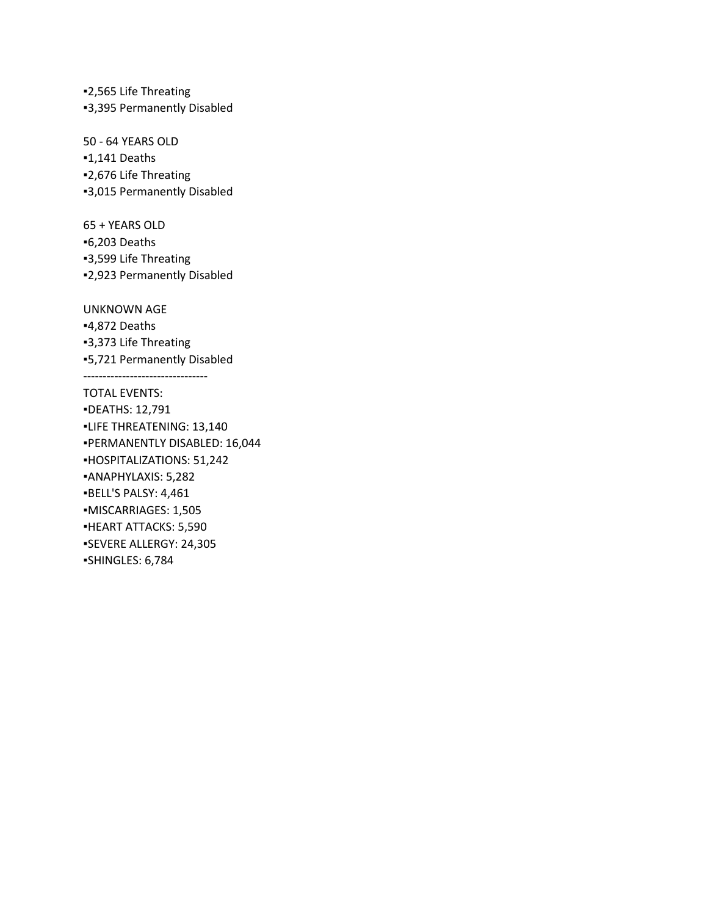▪2,565 Life Threating
▪3,395 Permanently Disabled

50 - 64 YEARS OLD
▪1,141 Deaths
▪2,676 Life Threating
▪3,015 Permanently Disabled

65 + YEARS OLD
▪6,203 Deaths
▪3,599 Life Threating
▪2,923 Permanently Disabled

UNKNOWN AGE
▪4,872 Deaths
▪3,373 Life Threating
▪5,721 Permanently Disabled

--------------------------------

TOTAL EVENTS:
▪DEATHS: 12,791
▪LIFE THREATENING: 13,140
▪PERMANENTLY DISABLED: 16,044
▪HOSPITALIZATIONS: 51,242
▪ANAPHYLAXIS: 5,282
▪BELL'S PALSY: 4,461
▪MISCARRIAGES: 1,505
▪HEART ATTACKS: 5,590
▪SEVERE ALLERGY: 24,305
▪SHINGLES: 6,784